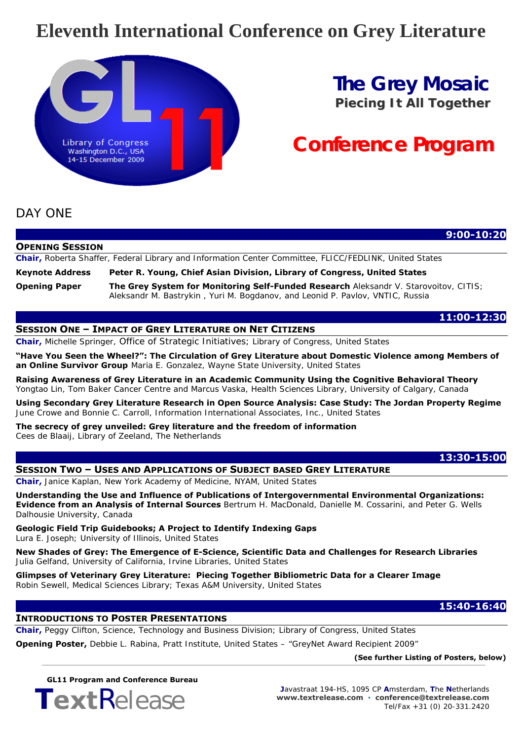# Eleventh International Conference on Grey Literature

GL 11

Library of Congress
Washington D.C., USA
14-15 December 2009

## The Grey Mosaic
**Piecing It All Together**

## Conference Program

## DAY ONE

**9:00-10:20**

### OPENING SESSION

**Chair,** Roberta Shaffer, Federal Library and Information Center Committee, FLICC/FEDLINK, United States

**Keynote Address** — **Peter R. Young, Chief Asian Division, Library of Congress, United States**

**Opening Paper** — **The Grey System for Monitoring Self-Funded Research** Aleksandr V. Starovoitov, CITIS; Aleksandr M. Bastrykin , Yuri M. Bogdanov, and Leonid P. Pavlov, VNTIC, Russia

**11:00-12:30**

### SESSION ONE – IMPACT OF GREY LITERATURE ON NET CITIZENS

**Chair,** Michelle Springer, Office of Strategic Initiatives; Library of Congress, United States

**"Have You Seen the Wheel?": The Circulation of Grey Literature about Domestic Violence among Members of an Online Survivor Group** Maria E. Gonzalez, Wayne State University, United States

**Raising Awareness of Grey Literature in an Academic Community Using the Cognitive Behavioral Theory**
Yongtao Lin, Tom Baker Cancer Centre and Marcus Vaska, Health Sciences Library, University of Calgary, Canada

**Using Secondary Grey Literature Research in Open Source Analysis: Case Study: The Jordan Property Regime**
June Crowe and Bonnie C. Carroll, Information International Associates, Inc., United States

**The secrecy of grey unveiled: Grey literature and the freedom of information**
Cees de Blaaij, Library of Zeeland, The Netherlands

**13:30-15:00**

### SESSION TWO – USES AND APPLICATIONS OF SUBJECT BASED GREY LITERATURE

**Chair,** Janice Kaplan, New York Academy of Medicine, NYAM, United States

**Understanding the Use and Influence of Publications of Intergovernmental Environmental Organizations: Evidence from an Analysis of Internal Sources** Bertrum H. MacDonald, Danielle M. Cossarini, and Peter G. Wells
Dalhousie University, Canada

**Geologic Field Trip Guidebooks; A Project to Identify Indexing Gaps**
Lura E. Joseph; University of Illinois, United States

**New Shades of Grey: The Emergence of E-Science, Scientific Data and Challenges for Research Libraries**
Julia Gelfand, University of California, Irvine Libraries, United States

**Glimpses of Veterinary Grey Literature: Piecing Together Bibliometric Data for a Clearer Image**
Robin Sewell, Medical Sciences Library; Texas A&M University, United States

**15:40-16:40**

### INTRODUCTIONS TO POSTER PRESENTATIONS

**Chair,** Peggy Clifton, Science, Technology and Business Division; Library of Congress, United States

**Opening Poster,** Debbie L. Rabina, Pratt Institute, United States – "GreyNet Award Recipient 2009"

**(See further Listing of Posters, below)**

**GL11 Program and Conference Bureau**
TextRelease

Javastraat 194-HS, 1095 CP Amsterdam, The Netherlands
**www.textrelease.com · conference@textrelease.com**
Tel/Fax +31 (0) 20-331.2420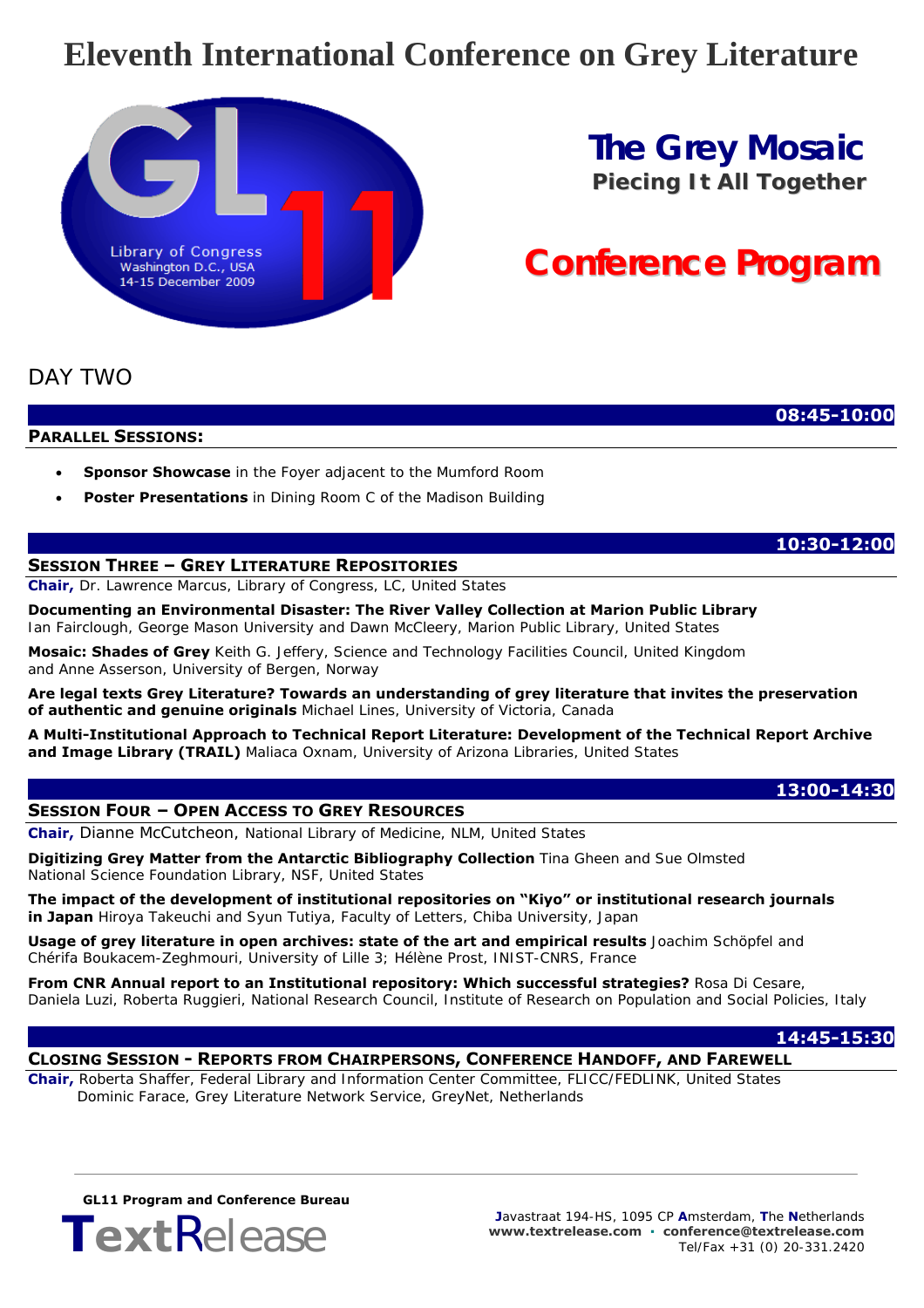# Eleventh International Conference on Grey Literature

GL11
Library of Congress
Washington D.C., USA
14-15 December 2009

## The Grey Mosaic
**Piecing It All Together**

## Conference Program

## DAY TWO

**08:45-10:00**

### PARALLEL SESSIONS:

- **Sponsor Showcase** in the Foyer adjacent to the Mumford Room
- **Poster Presentations** in Dining Room C of the Madison Building

**10:30-12:00**

### SESSION THREE – GREY LITERATURE REPOSITORIES

**Chair,** Dr. Lawrence Marcus, Library of Congress, LC, United States

**Documenting an Environmental Disaster: The River Valley Collection at Marion Public Library** Ian Fairclough, George Mason University and Dawn McCleery, Marion Public Library, United States

**Mosaic: Shades of Grey** Keith G. Jeffery, Science and Technology Facilities Council, United Kingdom and Anne Asserson, University of Bergen, Norway

**Are legal texts Grey Literature? Towards an understanding of grey literature that invites the preservation of authentic and genuine originals** Michael Lines, University of Victoria, Canada

**A Multi-Institutional Approach to Technical Report Literature: Development of the Technical Report Archive and Image Library (TRAIL)** Maliaca Oxnam, University of Arizona Libraries, United States

**13:00-14:30**

### SESSION FOUR – OPEN ACCESS TO GREY RESOURCES

**Chair,** Dianne McCutcheon, National Library of Medicine, NLM, United States

**Digitizing Grey Matter from the Antarctic Bibliography Collection** Tina Gheen and Sue Olmsted National Science Foundation Library, NSF, United States

**The impact of the development of institutional repositories on "Kiyo" or institutional research journals in Japan** Hiroya Takeuchi and Syun Tutiya, Faculty of Letters, Chiba University, Japan

**Usage of grey literature in open archives: state of the art and empirical results** Joachim Schöpfel and Chérifa Boukacem-Zeghmouri, University of Lille 3; Hélène Prost, INIST-CNRS, France

**From CNR Annual report to an Institutional repository: Which successful strategies?** Rosa Di Cesare, Daniela Luzi, Roberta Ruggieri, National Research Council, Institute of Research on Population and Social Policies, Italy

**14:45-15:30**

### CLOSING SESSION - REPORTS FROM CHAIRPERSONS, CONFERENCE HANDOFF, AND FAREWELL

**Chair,** Roberta Shaffer, Federal Library and Information Center Committee, FLICC/FEDLINK, United States
Dominic Farace, Grey Literature Network Service, GreyNet, Netherlands

---

**GL11 Program and Conference Bureau**
TextRelease

Javastraat 194-HS, 1095 CP Amsterdam, The Netherlands
**www.textrelease.com · conference@textrelease.com**
Tel/Fax +31 (0) 20-331.2420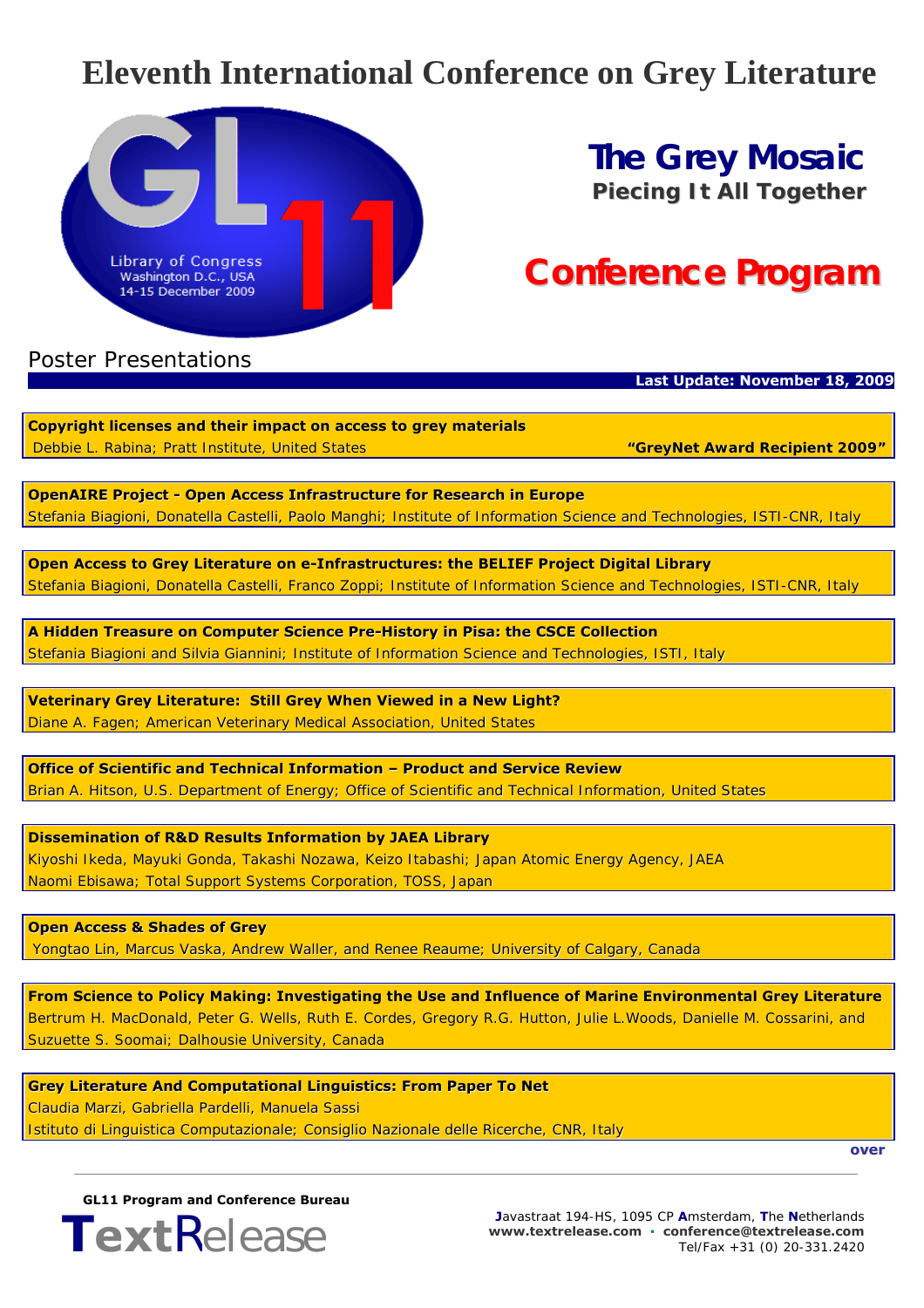# Eleventh International Conference on Grey Literature

GL11

Library of Congress
Washington D.C., USA
14-15 December 2009

## The Grey Mosaic

**Piecing It All Together**

## Conference Program

### Poster Presentations

**Last Update: November 18, 2009**

**Copyright licenses and their impact on access to grey materials**
Debbie L. Rabina; Pratt Institute, United States **"GreyNet Award Recipient 2009"**

**OpenAIRE Project - Open Access Infrastructure for Research in Europe**
Stefania Biagioni, Donatella Castelli, Paolo Manghi; Institute of Information Science and Technologies, ISTI-CNR, Italy

**Open Access to Grey Literature on e-Infrastructures: the BELIEF Project Digital Library**
Stefania Biagioni, Donatella Castelli, Franco Zoppi; Institute of Information Science and Technologies, ISTI-CNR, Italy

**A Hidden Treasure on Computer Science Pre-History in Pisa: the CSCE Collection**
Stefania Biagioni and Silvia Giannini; Institute of Information Science and Technologies, ISTI, Italy

**Veterinary Grey Literature: Still Grey When Viewed in a New Light?**
Diane A. Fagen; American Veterinary Medical Association, United States

**Office of Scientific and Technical Information – Product and Service Review**
Brian A. Hitson, U.S. Department of Energy; Office of Scientific and Technical Information, United States

**Dissemination of R&D Results Information by JAEA Library**
Kiyoshi Ikeda, Mayuki Gonda, Takashi Nozawa, Keizo Itabashi; Japan Atomic Energy Agency, JAEA
Naomi Ebisawa; Total Support Systems Corporation, TOSS, Japan

**Open Access & Shades of Grey**
Yongtao Lin, Marcus Vaska, Andrew Waller, and Renee Reaume; University of Calgary, Canada

**From Science to Policy Making: Investigating the Use and Influence of Marine Environmental Grey Literature**
Bertrum H. MacDonald, Peter G. Wells, Ruth E. Cordes, Gregory R.G. Hutton, Julie L.Woods, Danielle M. Cossarini, and Suzuette S. Soomai; Dalhousie University, Canada

**Grey Literature And Computational Linguistics: From Paper To Net**
Claudia Marzi, Gabriella Pardelli, Manuela Sassi
Istituto di Linguistica Computazionale; Consiglio Nazionale delle Ricerche, CNR, Italy

over

GL11 Program and Conference Bureau
TextRelease

Javastraat 194-HS, 1095 CP Amsterdam, The Netherlands
www.textrelease.com · conference@textrelease.com
Tel/Fax +31 (0) 20-331.2420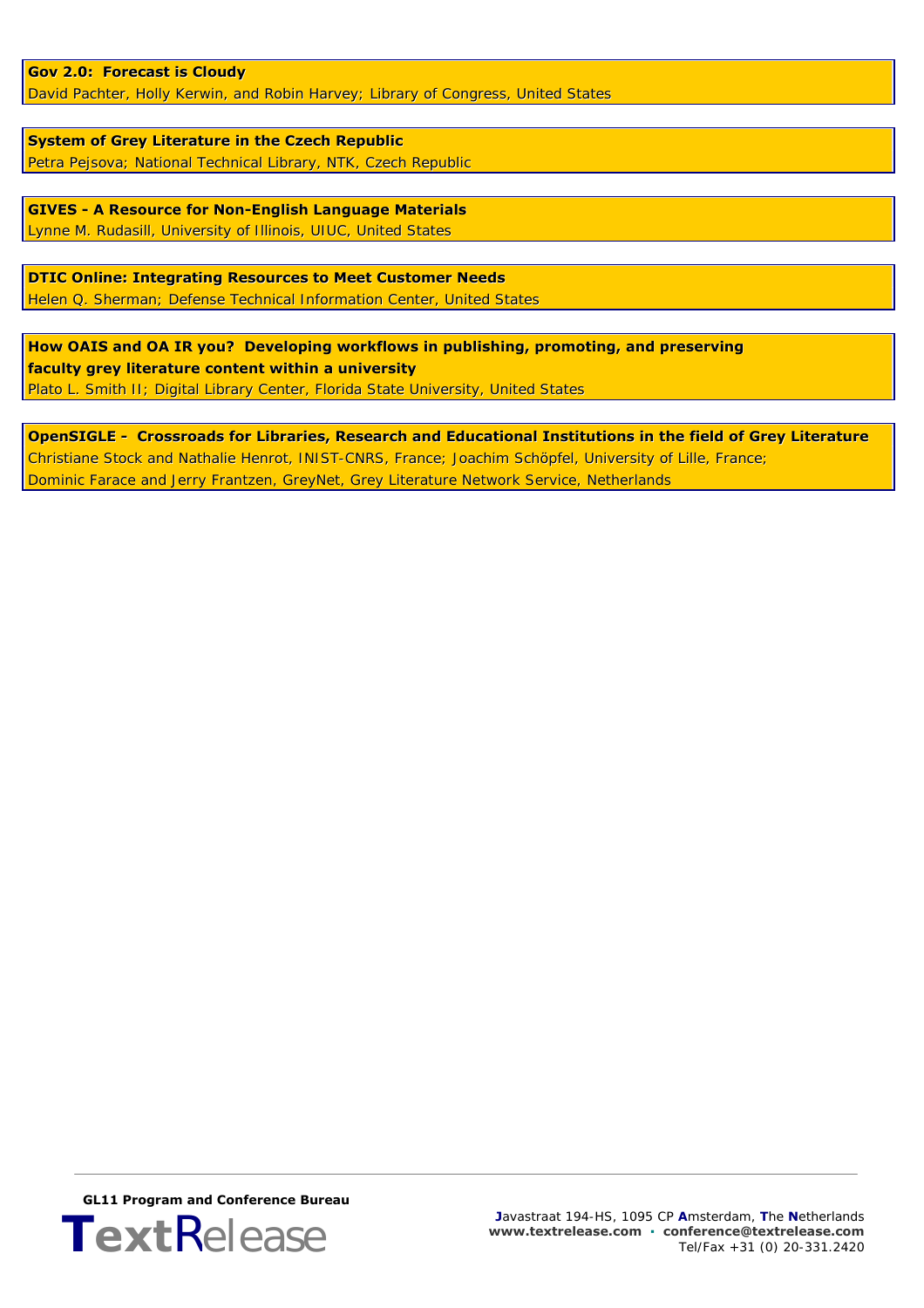**Gov 2.0: Forecast is Cloudy**
David Pachter, Holly Kerwin, and Robin Harvey; Library of Congress, United States

**System of Grey Literature in the Czech Republic**
Petra Pejsova; National Technical Library, NTK, Czech Republic

**GIVES - A Resource for Non-English Language Materials**
Lynne M. Rudasill, University of Illinois, UIUC, United States

**DTIC Online: Integrating Resources to Meet Customer Needs**
Helen Q. Sherman; Defense Technical Information Center, United States

**How OAIS and OA IR you? Developing workflows in publishing, promoting, and preserving faculty grey literature content within a university**
Plato L. Smith II; Digital Library Center, Florida State University, United States

**OpenSIGLE - Crossroads for Libraries, Research and Educational Institutions in the field of Grey Literature**
Christiane Stock and Nathalie Henrot, INIST-CNRS, France; Joachim Schöpfel, University of Lille, France;
Dominic Farace and Jerry Frantzen, GreyNet, Grey Literature Network Service, Netherlands

**GL11 Program and Conference Bureau**
TextRelease

Javastraat 194-HS, 1095 CP Amsterdam, The Netherlands
**www.textrelease.com · conference@textrelease.com**
Tel/Fax +31 (0) 20-331.2420